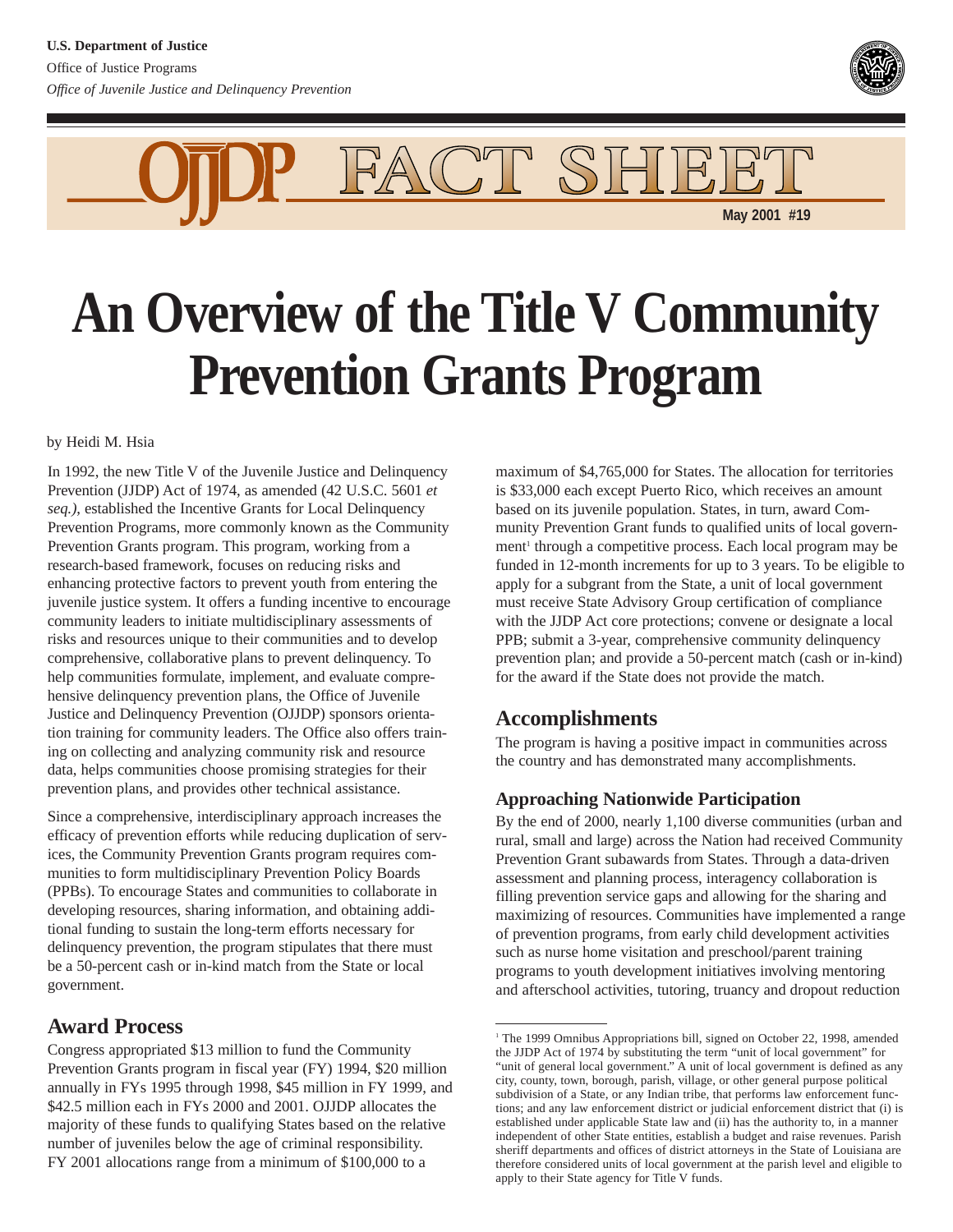U.S. Department of Justice
Office of Justice Programs
*Office of Juvenile Justice and Delinquency Prevention*

OJJDP FACT SHEET

May 2001 #19

# An Overview of the Title V Community Prevention Grants Program

by Heidi M. Hsia

In 1992, the new Title V of the Juvenile Justice and Delinquency Prevention (JJDP) Act of 1974, as amended (42 U.S.C. 5601 *et seq.)*, established the Incentive Grants for Local Delinquency Prevention Programs, more commonly known as the Community Prevention Grants program. This program, working from a research-based framework, focuses on reducing risks and enhancing protective factors to prevent youth from entering the juvenile justice system. It offers a funding incentive to encourage community leaders to initiate multidisciplinary assessments of risks and resources unique to their communities and to develop comprehensive, collaborative plans to prevent delinquency. To help communities formulate, implement, and evaluate comprehensive delinquency prevention plans, the Office of Juvenile Justice and Delinquency Prevention (OJJDP) sponsors orientation training for community leaders. The Office also offers training on collecting and analyzing community risk and resource data, helps communities choose promising strategies for their prevention plans, and provides other technical assistance.

Since a comprehensive, interdisciplinary approach increases the efficacy of prevention efforts while reducing duplication of services, the Community Prevention Grants program requires communities to form multidisciplinary Prevention Policy Boards (PPBs). To encourage States and communities to collaborate in developing resources, sharing information, and obtaining additional funding to sustain the long-term efforts necessary for delinquency prevention, the program stipulates that there must be a 50-percent cash or in-kind match from the State or local government.

## Award Process

Congress appropriated $13 million to fund the Community Prevention Grants program in fiscal year (FY) 1994, $20 million annually in FYs 1995 through 1998, $45 million in FY 1999, and $42.5 million each in FYs 2000 and 2001. OJJDP allocates the majority of these funds to qualifying States based on the relative number of juveniles below the age of criminal responsibility. FY 2001 allocations range from a minimum of $100,000 to a maximum of $4,765,000 for States. The allocation for territories is $33,000 each except Puerto Rico, which receives an amount based on its juvenile population. States, in turn, award Community Prevention Grant funds to qualified units of local government[1] through a competitive process. Each local program may be funded in 12-month increments for up to 3 years. To be eligible to apply for a subgrant from the State, a unit of local government must receive State Advisory Group certification of compliance with the JJDP Act core protections; convene or designate a local PPB; submit a 3-year, comprehensive community delinquency prevention plan; and provide a 50-percent match (cash or in-kind) for the award if the State does not provide the match.

## Accomplishments

The program is having a positive impact in communities across the country and has demonstrated many accomplishments.

### Approaching Nationwide Participation

By the end of 2000, nearly 1,100 diverse communities (urban and rural, small and large) across the Nation had received Community Prevention Grant subawards from States. Through a data-driven assessment and planning process, interagency collaboration is filling prevention service gaps and allowing for the sharing and maximizing of resources. Communities have implemented a range of prevention programs, from early child development activities such as nurse home visitation and preschool/parent training programs to youth development initiatives involving mentoring and afterschool activities, tutoring, truancy and dropout reduction

---

[1] The 1999 Omnibus Appropriations bill, signed on October 22, 1998, amended the JJDP Act of 1974 by substituting the term "unit of local government" for "unit of general local government." A unit of local government is defined as any city, county, town, borough, parish, village, or other general purpose political subdivision of a State, or any Indian tribe, that performs law enforcement functions; and any law enforcement district or judicial enforcement district that (i) is established under applicable State law and (ii) has the authority to, in a manner independent of other State entities, establish a budget and raise revenues. Parish sheriff departments and offices of district attorneys in the State of Louisiana are therefore considered units of local government at the parish level and eligible to apply to their State agency for Title V funds.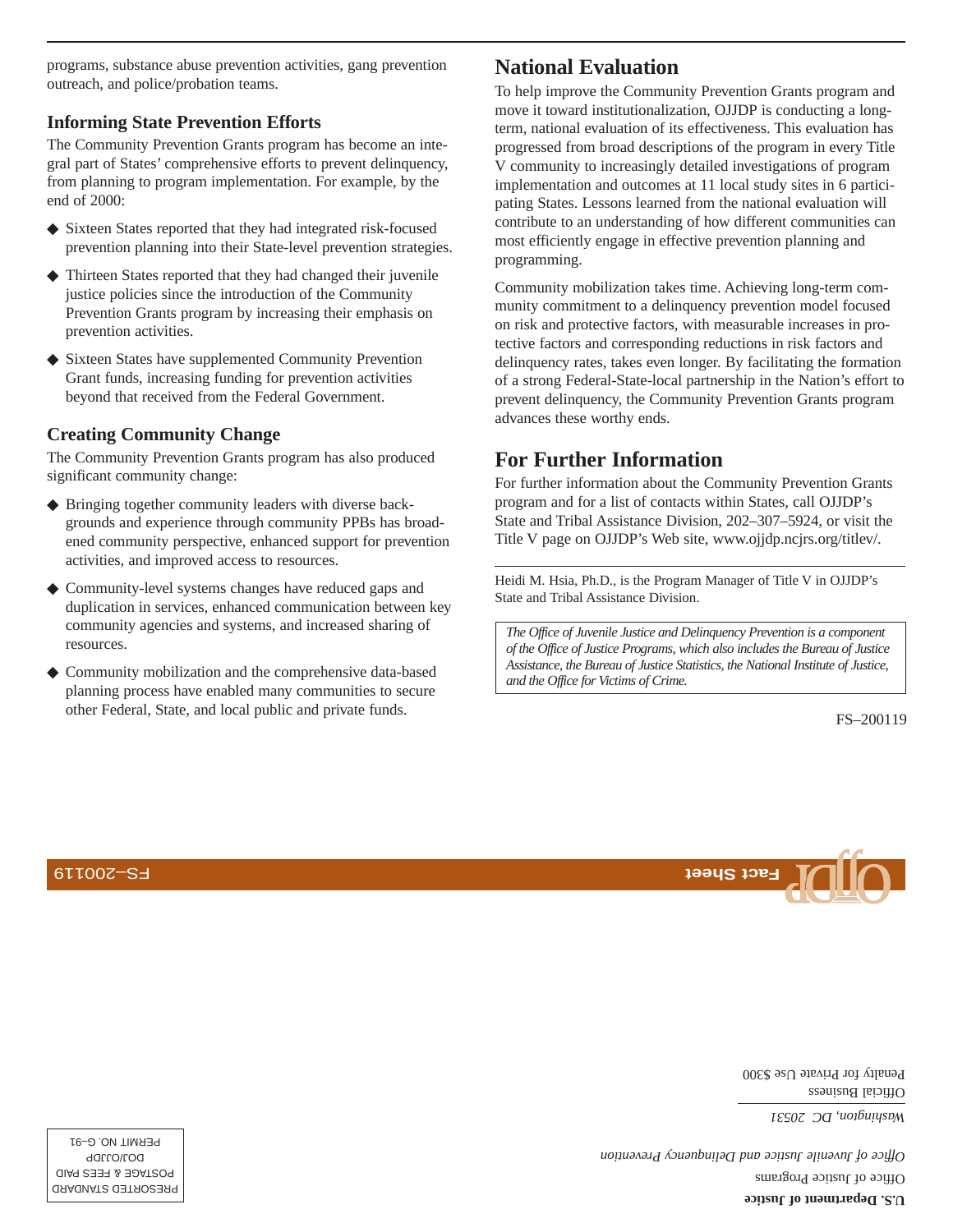programs, substance abuse prevention activities, gang prevention outreach, and police/probation teams.

### Informing State Prevention Efforts

The Community Prevention Grants program has become an integral part of States' comprehensive efforts to prevent delinquency, from planning to program implementation. For example, by the end of 2000:

- Sixteen States reported that they had integrated risk-focused prevention planning into their State-level prevention strategies.
- Thirteen States reported that they had changed their juvenile justice policies since the introduction of the Community Prevention Grants program by increasing their emphasis on prevention activities.
- Sixteen States have supplemented Community Prevention Grant funds, increasing funding for prevention activities beyond that received from the Federal Government.

### Creating Community Change

The Community Prevention Grants program has also produced significant community change:

- Bringing together community leaders with diverse backgrounds and experience through community PPBs has broadened community perspective, enhanced support for prevention activities, and improved access to resources.
- Community-level systems changes have reduced gaps and duplication in services, enhanced communication between key community agencies and systems, and increased sharing of resources.
- Community mobilization and the comprehensive data-based planning process have enabled many communities to secure other Federal, State, and local public and private funds.

## National Evaluation

To help improve the Community Prevention Grants program and move it toward institutionalization, OJJDP is conducting a long-term, national evaluation of its effectiveness. This evaluation has progressed from broad descriptions of the program in every Title V community to increasingly detailed investigations of program implementation and outcomes at 11 local study sites in 6 participating States. Lessons learned from the national evaluation will contribute to an understanding of how different communities can most efficiently engage in effective prevention planning and programming.

Community mobilization takes time. Achieving long-term community commitment to a delinquency prevention model focused on risk and protective factors, with measurable increases in protective factors and corresponding reductions in risk factors and delinquency rates, takes even longer. By facilitating the formation of a strong Federal-State-local partnership in the Nation's effort to prevent delinquency, the Community Prevention Grants program advances these worthy ends.

## For Further Information

For further information about the Community Prevention Grants program and for a list of contacts within States, call OJJDP's State and Tribal Assistance Division, 202–307–5924, or visit the Title V page on OJJDP's Web site, www.ojjdp.ncjrs.org/titlev/.

---

Heidi M. Hsia, Ph.D., is the Program Manager of Title V in OJJDP's State and Tribal Assistance Division.

*The Office of Juvenile Justice and Delinquency Prevention is a component of the Office of Justice Programs, which also includes the Bureau of Justice Assistance, the Bureau of Justice Statistics, the National Institute of Justice, and the Office for Victims of Crime.*

FS–200119

OJJDP **Fact Sheet** FS–200119

**U.S. Department of Justice**
Office of Justice Programs
*Office of Juvenile Justice and Delinquency Prevention*

*Washington, DC 20531*

Official Business
Penalty for Private Use $300

PRESORTED STANDARD
POSTAGE & FEES PAID
DOJ/OJJDP
PERMIT NO. G–91